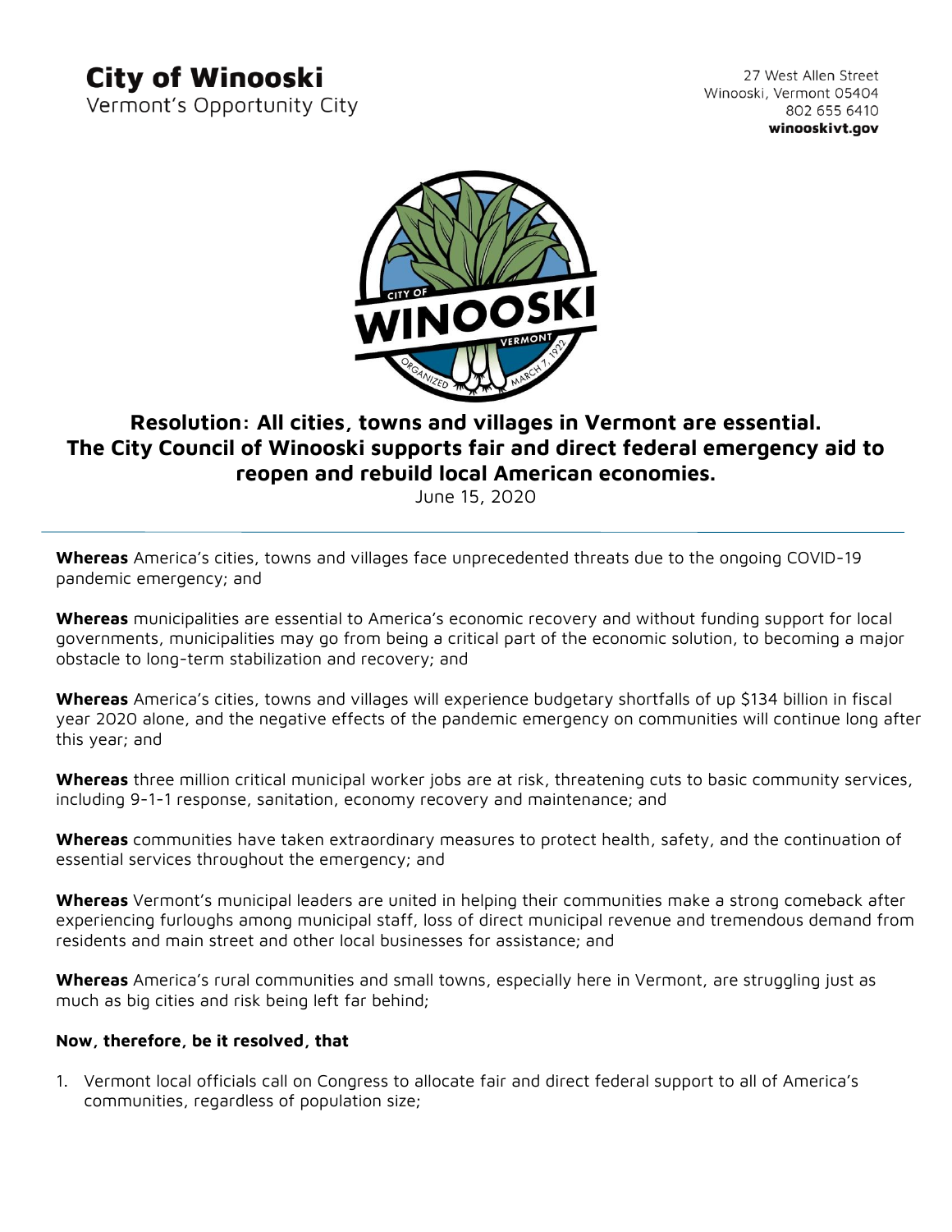**City of Winooski**
Vermont's Opportunity City

27 West Allen Street
Winooski, Vermont 05404
802 655 6410
**winooskivt.gov**

# Resolution: All cities, towns and villages in Vermont are essential. The City Council of Winooski supports fair and direct federal emergency aid to reopen and rebuild local American economies.

June 15, 2020

---

**Whereas** America's cities, towns and villages face unprecedented threats due to the ongoing COVID-19 pandemic emergency; and

**Whereas** municipalities are essential to America's economic recovery and without funding support for local governments, municipalities may go from being a critical part of the economic solution, to becoming a major obstacle to long-term stabilization and recovery; and

**Whereas** America's cities, towns and villages will experience budgetary shortfalls of up $134 billion in fiscal year 2020 alone, and the negative effects of the pandemic emergency on communities will continue long after this year; and

**Whereas** three million critical municipal worker jobs are at risk, threatening cuts to basic community services, including 9-1-1 response, sanitation, economy recovery and maintenance; and

**Whereas** communities have taken extraordinary measures to protect health, safety, and the continuation of essential services throughout the emergency; and

**Whereas** Vermont's municipal leaders are united in helping their communities make a strong comeback after experiencing furloughs among municipal staff, loss of direct municipal revenue and tremendous demand from residents and main street and other local businesses for assistance; and

**Whereas** America's rural communities and small towns, especially here in Vermont, are struggling just as much as big cities and risk being left far behind;

**Now, therefore, be it resolved, that**

1. Vermont local officials call on Congress to allocate fair and direct federal support to all of America's communities, regardless of population size;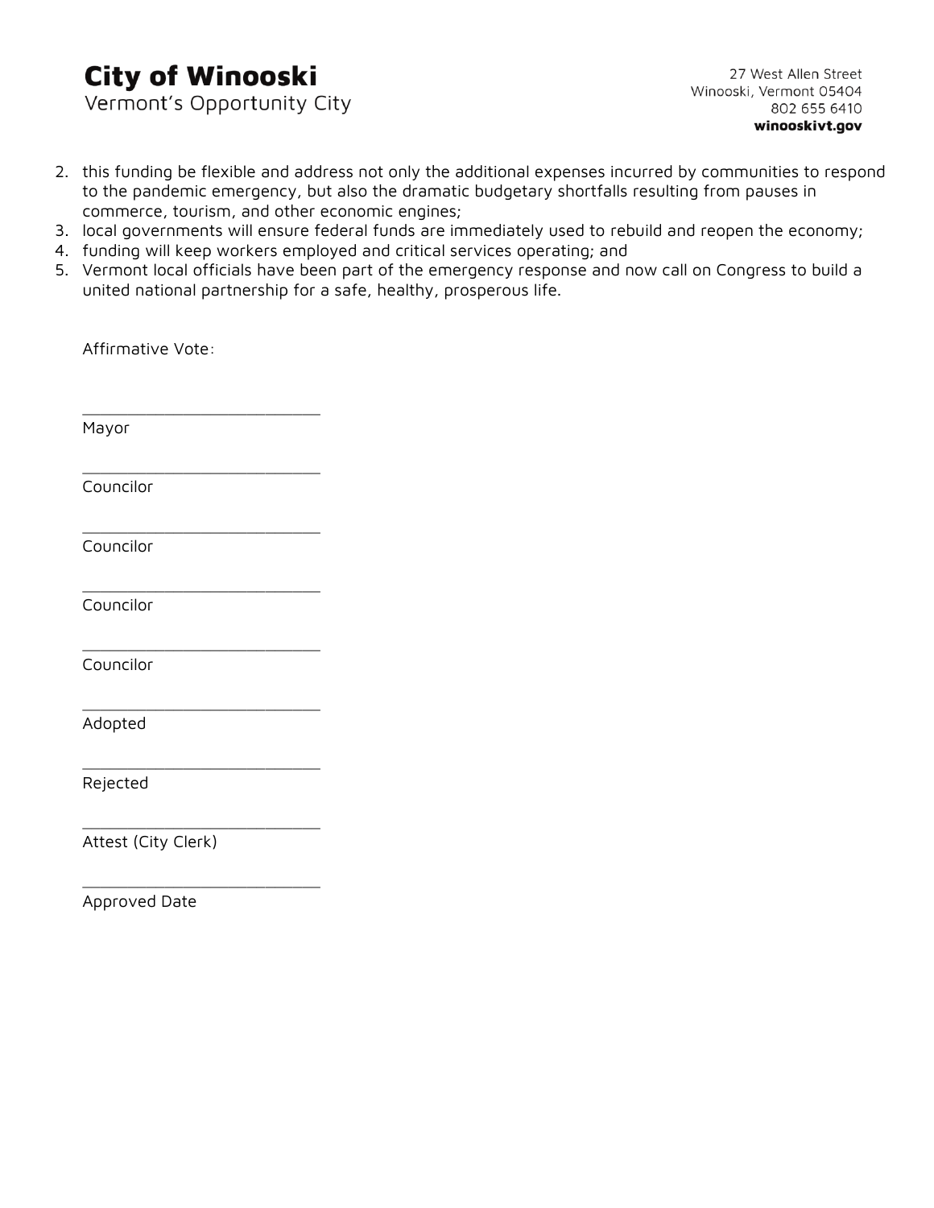2. this funding be flexible and address not only the additional expenses incurred by communities to respond to the pandemic emergency, but also the dramatic budgetary shortfalls resulting from pauses in commerce, tourism, and other economic engines;
3. local governments will ensure federal funds are immediately used to rebuild and reopen the economy;
4. funding will keep workers employed and critical services operating; and
5. Vermont local officials have been part of the emergency response and now call on Congress to build a united national partnership for a safe, healthy, prosperous life.

Affirmative Vote:

___________________________
Mayor

___________________________
Councilor

___________________________
Councilor

___________________________
Councilor

___________________________
Councilor

___________________________
Adopted

___________________________
Rejected

___________________________
Attest (City Clerk)

___________________________
Approved Date